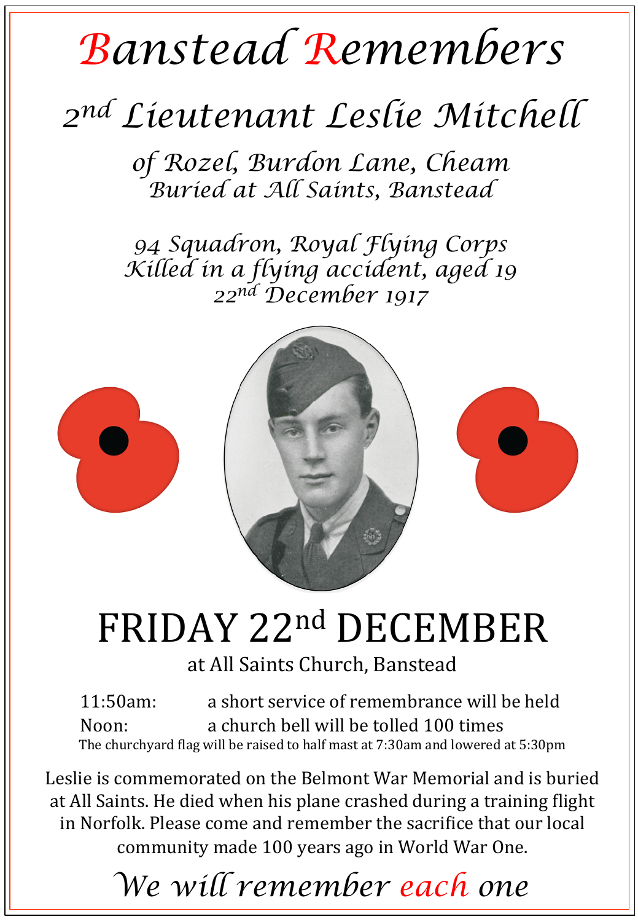# *Banstead Remembers*

## *2nd Lieutenant Leslie Mitchell*

*of Rozel, Burdon Lane, Cheam*
*Buried at All Saints, Banstead*

*94 Squadron, Royal Flying Corps*
*Killed in a flying accident, aged 19*
*22nd December 1917*

# FRIDAY 22nd DECEMBER

at All Saints Church, Banstead

11:50am: a short service of remembrance will be held
Noon: a church bell will be tolled 100 times

The churchyard flag will be raised to half mast at 7:30am and lowered at 5:30pm

Leslie is commemorated on the Belmont War Memorial and is buried at All Saints. He died when his plane crashed during a training flight in Norfolk. Please come and remember the sacrifice that our local community made 100 years ago in World War One.

*We will remember each one*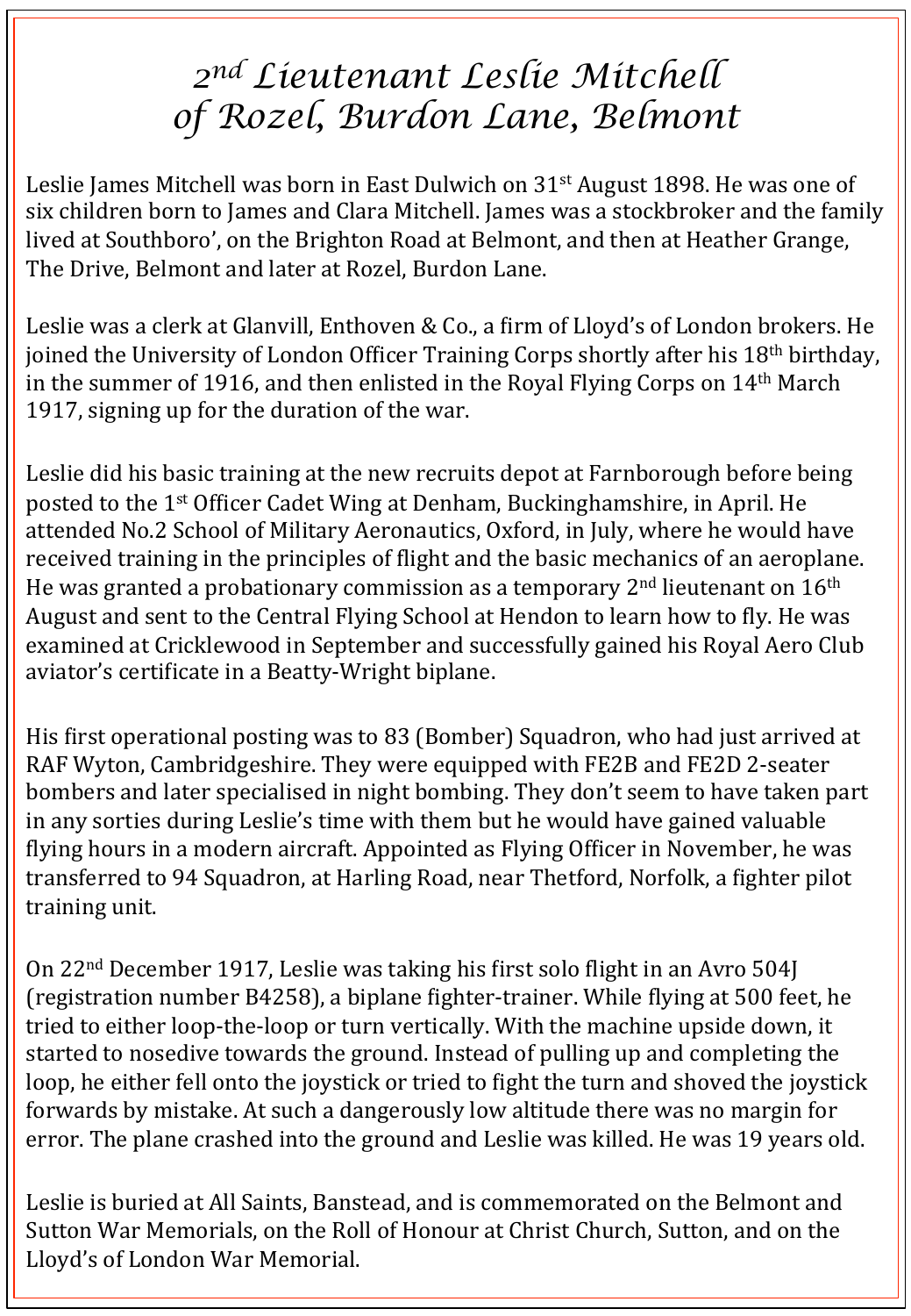# *2nd Lieutenant Leslie Mitchell of Rozel, Burdon Lane, Belmont*

Leslie James Mitchell was born in East Dulwich on 31st August 1898. He was one of six children born to James and Clara Mitchell. James was a stockbroker and the family lived at Southboro', on the Brighton Road at Belmont, and then at Heather Grange, The Drive, Belmont and later at Rozel, Burdon Lane.

Leslie was a clerk at Glanvill, Enthoven & Co., a firm of Lloyd's of London brokers. He joined the University of London Officer Training Corps shortly after his 18th birthday, in the summer of 1916, and then enlisted in the Royal Flying Corps on 14th March 1917, signing up for the duration of the war.

Leslie did his basic training at the new recruits depot at Farnborough before being posted to the 1st Officer Cadet Wing at Denham, Buckinghamshire, in April. He attended No.2 School of Military Aeronautics, Oxford, in July, where he would have received training in the principles of flight and the basic mechanics of an aeroplane. He was granted a probationary commission as a temporary 2nd lieutenant on 16th August and sent to the Central Flying School at Hendon to learn how to fly. He was examined at Cricklewood in September and successfully gained his Royal Aero Club aviator's certificate in a Beatty-Wright biplane.

His first operational posting was to 83 (Bomber) Squadron, who had just arrived at RAF Wyton, Cambridgeshire. They were equipped with FE2B and FE2D 2-seater bombers and later specialised in night bombing. They don't seem to have taken part in any sorties during Leslie's time with them but he would have gained valuable flying hours in a modern aircraft. Appointed as Flying Officer in November, he was transferred to 94 Squadron, at Harling Road, near Thetford, Norfolk, a fighter pilot training unit.

On 22nd December 1917, Leslie was taking his first solo flight in an Avro 504J (registration number B4258), a biplane fighter-trainer. While flying at 500 feet, he tried to either loop-the-loop or turn vertically. With the machine upside down, it started to nosedive towards the ground. Instead of pulling up and completing the loop, he either fell onto the joystick or tried to fight the turn and shoved the joystick forwards by mistake. At such a dangerously low altitude there was no margin for error. The plane crashed into the ground and Leslie was killed. He was 19 years old.

Leslie is buried at All Saints, Banstead, and is commemorated on the Belmont and Sutton War Memorials, on the Roll of Honour at Christ Church, Sutton, and on the Lloyd's of London War Memorial.